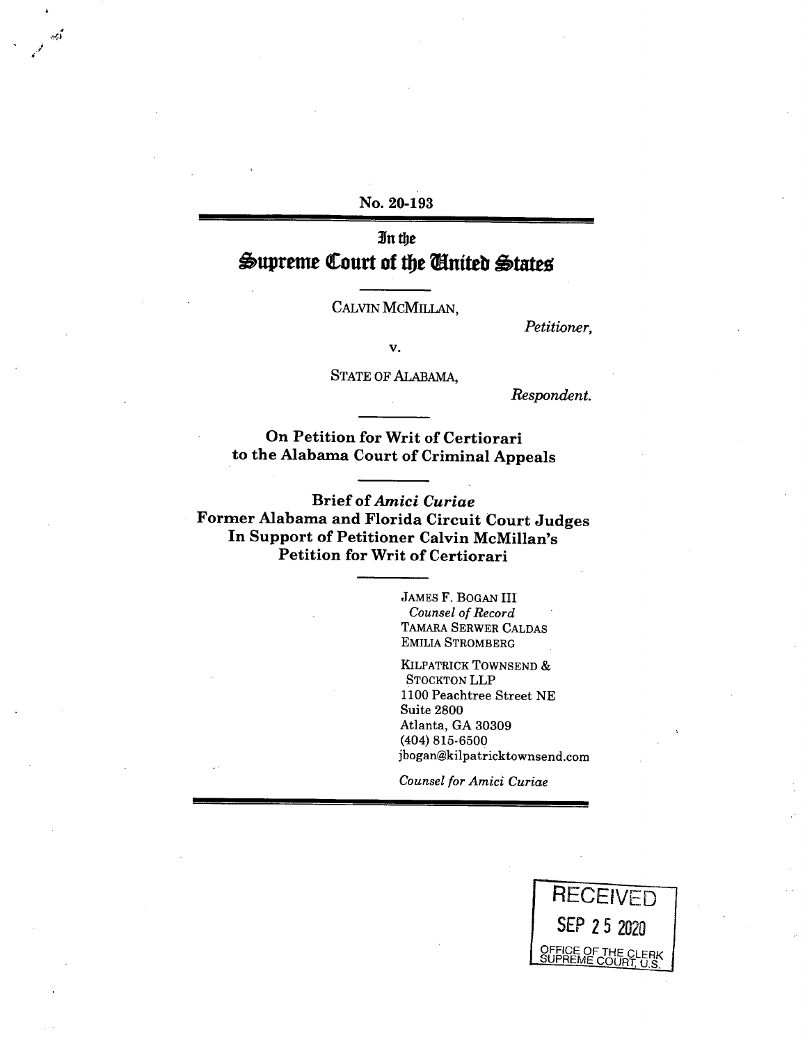No. 20-193

In the

# Supreme Court of the United States

CALVIN MCMILLAN,

*Petitioner,*

v.

STATE OF ALABAMA,

*Respondent.*

**On Petition for Writ of Certiorari to the Alabama Court of Criminal Appeals**

**Brief of *Amici Curiae* Former Alabama and Florida Circuit Court Judges In Support of Petitioner Calvin McMillan's Petition for Writ of Certiorari**

JAMES F. BOGAN III
*Counsel of Record*
TAMARA SERWER CALDAS
EMILIA STROMBERG

KILPATRICK TOWNSEND & STOCKTON LLP
1100 Peachtree Street NE
Suite 2800
Atlanta, GA 30309
(404) 815-6500
jbogan@kilpatricktownsend.com

*Counsel for Amici Curiae*

RECEIVED
SEP 25 2020
OFFICE OF THE CLERK
SUPREME COURT, U.S.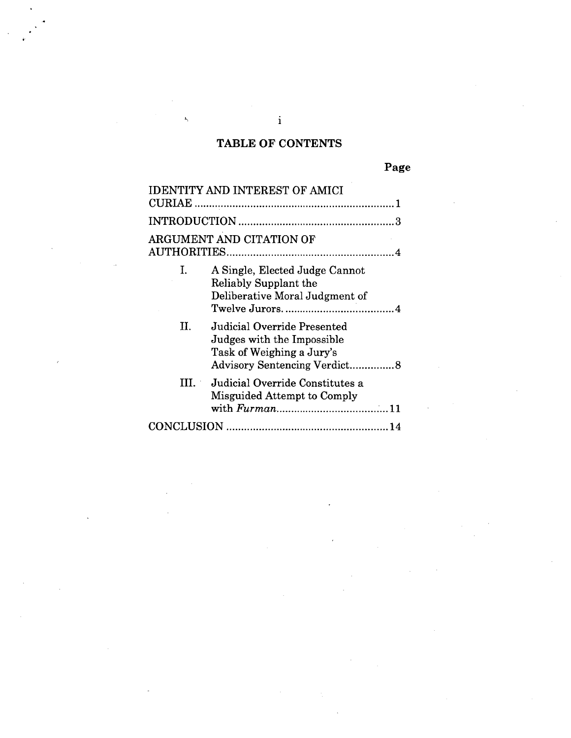## TABLE OF CONTENTS

| | Page |
|---|---|
| IDENTITY AND INTEREST OF AMICI CURIAE | 1 |
| INTRODUCTION | 3 |
| ARGUMENT AND CITATION OF AUTHORITIES | 4 |
| I. A Single, Elected Judge Cannot Reliably Supplant the Deliberative Moral Judgment of Twelve Jurors. | 4 |
| II. Judicial Override Presented Judges with the Impossible Task of Weighing a Jury's Advisory Sentencing Verdict | 8 |
| III. Judicial Override Constitutes a Misguided Attempt to Comply with *Furman* | 11 |
| CONCLUSION | 14 |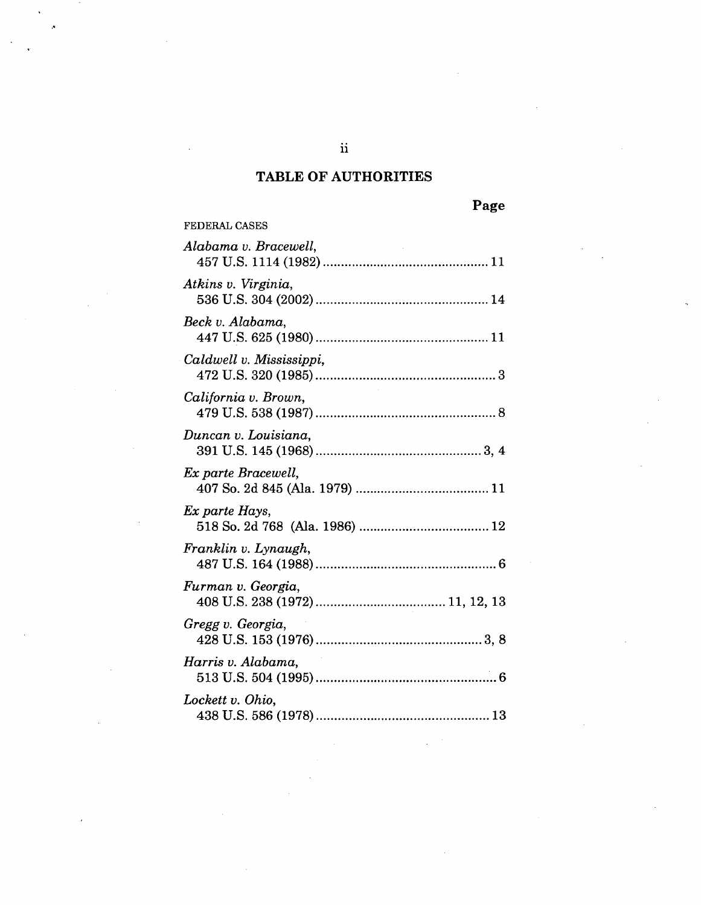## TABLE OF AUTHORITIES

**Page**

FEDERAL CASES

*Alabama v. Bracewell*,
457 U.S. 1114 (1982) .............................................. 11

*Atkins v. Virginia*,
536 U.S. 304 (2002) .............................................. 14

*Beck v. Alabama*,
447 U.S. 625 (1980) .............................................. 11

*Caldwell v. Mississippi*,
472 U.S. 320 (1985) .............................................. 3

*California v. Brown*,
479 U.S. 538 (1987) .............................................. 8

*Duncan v. Louisiana*,
391 U.S. 145 (1968) .............................................. 3, 4

*Ex parte Bracewell*,
407 So. 2d 845 (Ala. 1979) .................................... 11

*Ex parte Hays*,
518 So. 2d 768 (Ala. 1986) .................................... 12

*Franklin v. Lynaugh*,
487 U.S. 164 (1988) .............................................. 6

*Furman v. Georgia*,
408 U.S. 238 (1972) .................................... 11, 12, 13

*Gregg v. Georgia*,
428 U.S. 153 (1976) .............................................. 3, 8

*Harris v. Alabama*,
513 U.S. 504 (1995) .............................................. 6

*Lockett v. Ohio*,
438 U.S. 586 (1978) .............................................. 13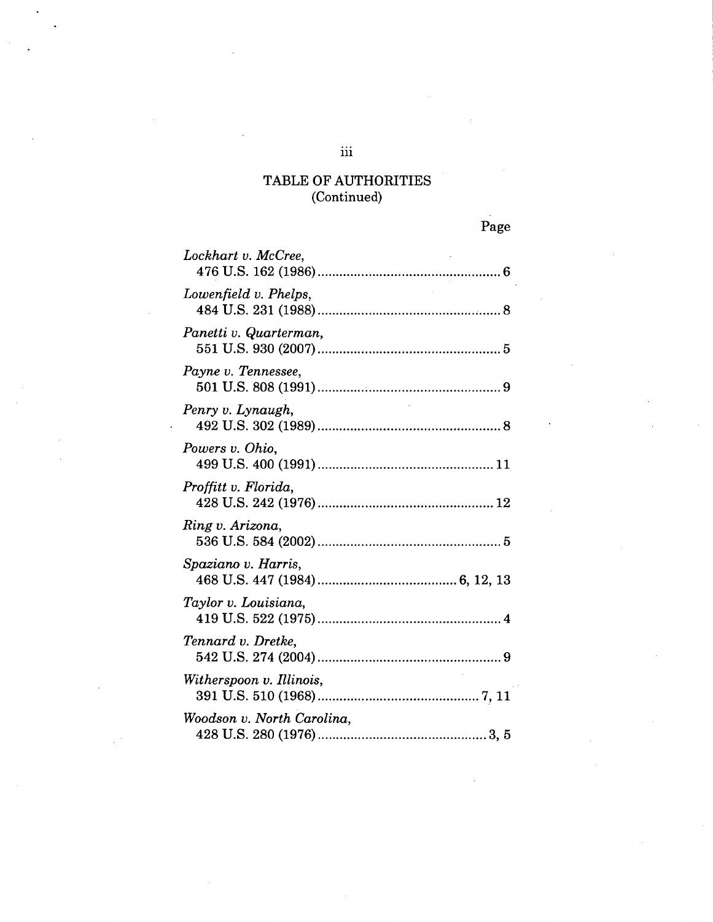## TABLE OF AUTHORITIES
(Continued)

Page

*Lockhart v. McCree*,
476 U.S. 162 (1986) .................................................. 6

*Lowenfield v. Phelps*,
484 U.S. 231 (1988) .................................................. 8

*Panetti v. Quarterman*,
551 U.S. 930 (2007) .................................................. 5

*Payne v. Tennessee*,
501 U.S. 808 (1991) .................................................. 9

*Penry v. Lynaugh*,
492 U.S. 302 (1989) .................................................. 8

*Powers v. Ohio*,
499 U.S. 400 (1991) ................................................ 11

*Proffitt v. Florida*,
428 U.S. 242 (1976) ................................................ 12

*Ring v. Arizona*,
536 U.S. 584 (2002) .................................................. 5

*Spaziano v. Harris*,
468 U.S. 447 (1984) ...................................... 6, 12, 13

*Taylor v. Louisiana*,
419 U.S. 522 (1975) .................................................. 4

*Tennard v. Dretke*,
542 U.S. 274 (2004) .................................................. 9

*Witherspoon v. Illinois*,
391 U.S. 510 (1968) ............................................ 7, 11

*Woodson v. North Carolina*,
428 U.S. 280 (1976) .............................................. 3, 5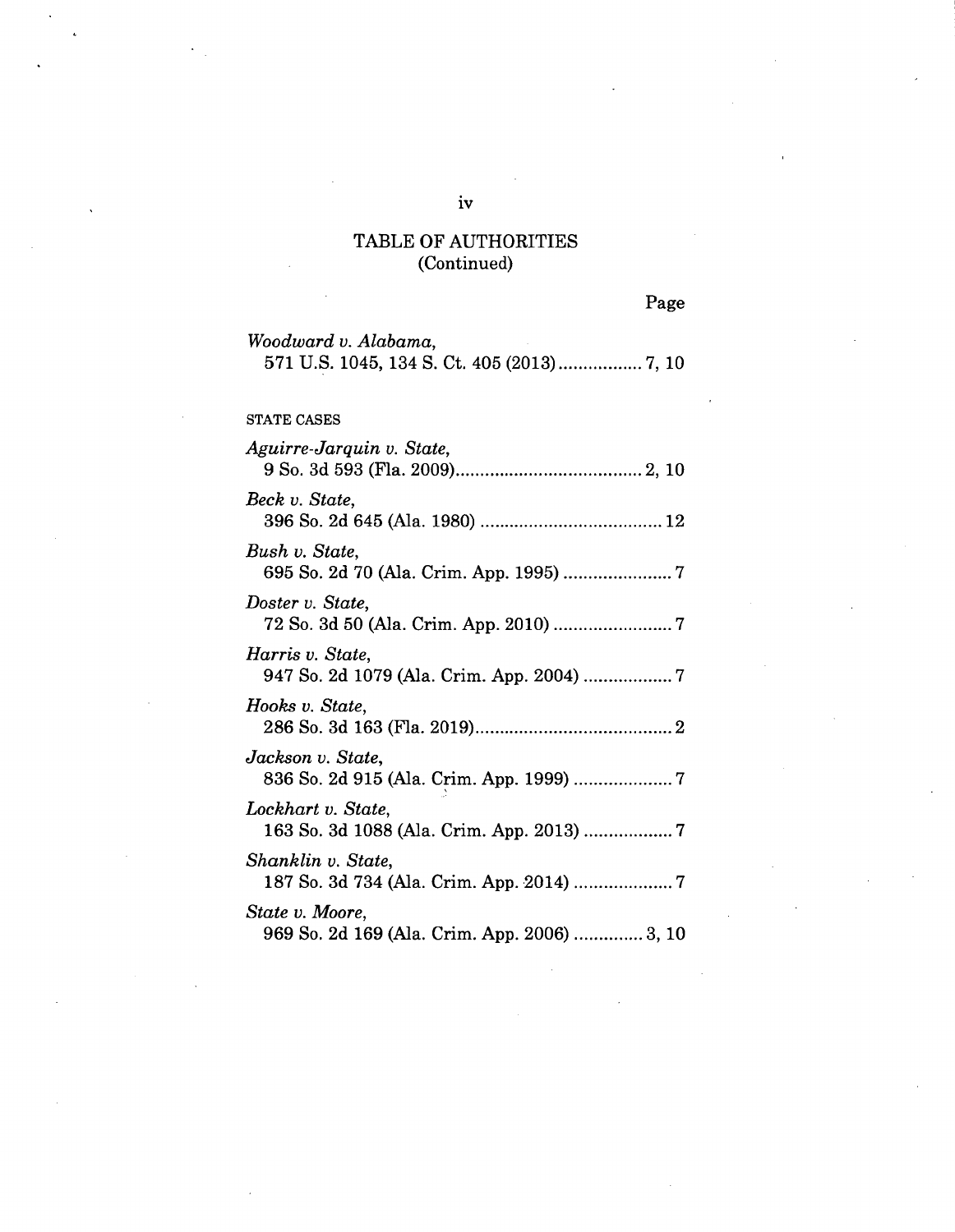## TABLE OF AUTHORITIES
(Continued)

Page

*Woodward v. Alabama*,
571 U.S. 1045, 134 S. Ct. 405 (2013)................. 7, 10

STATE CASES

*Aguirre-Jarquin v. State*,
9 So. 3d 593 (Fla. 2009)...................................... 2, 10

*Beck v. State*,
396 So. 2d 645 (Ala. 1980) ..................................... 12

*Bush v. State*,
695 So. 2d 70 (Ala. Crim. App. 1995) ...................... 7

*Doster v. State*,
72 So. 3d 50 (Ala. Crim. App. 2010) ........................ 7

*Harris v. State*,
947 So. 2d 1079 (Ala. Crim. App. 2004) .................. 7

*Hooks v. State*,
286 So. 3d 163 (Fla. 2019)........................................ 2

*Jackson v. State*,
836 So. 2d 915 (Ala. Crim. App. 1999) .................... 7

*Lockhart v. State*,
163 So. 3d 1088 (Ala. Crim. App. 2013) .................. 7

*Shanklin v. State*,
187 So. 3d 734 (Ala. Crim. App. 2014) .................... 7

*State v. Moore*,
969 So. 2d 169 (Ala. Crim. App. 2006) .............. 3, 10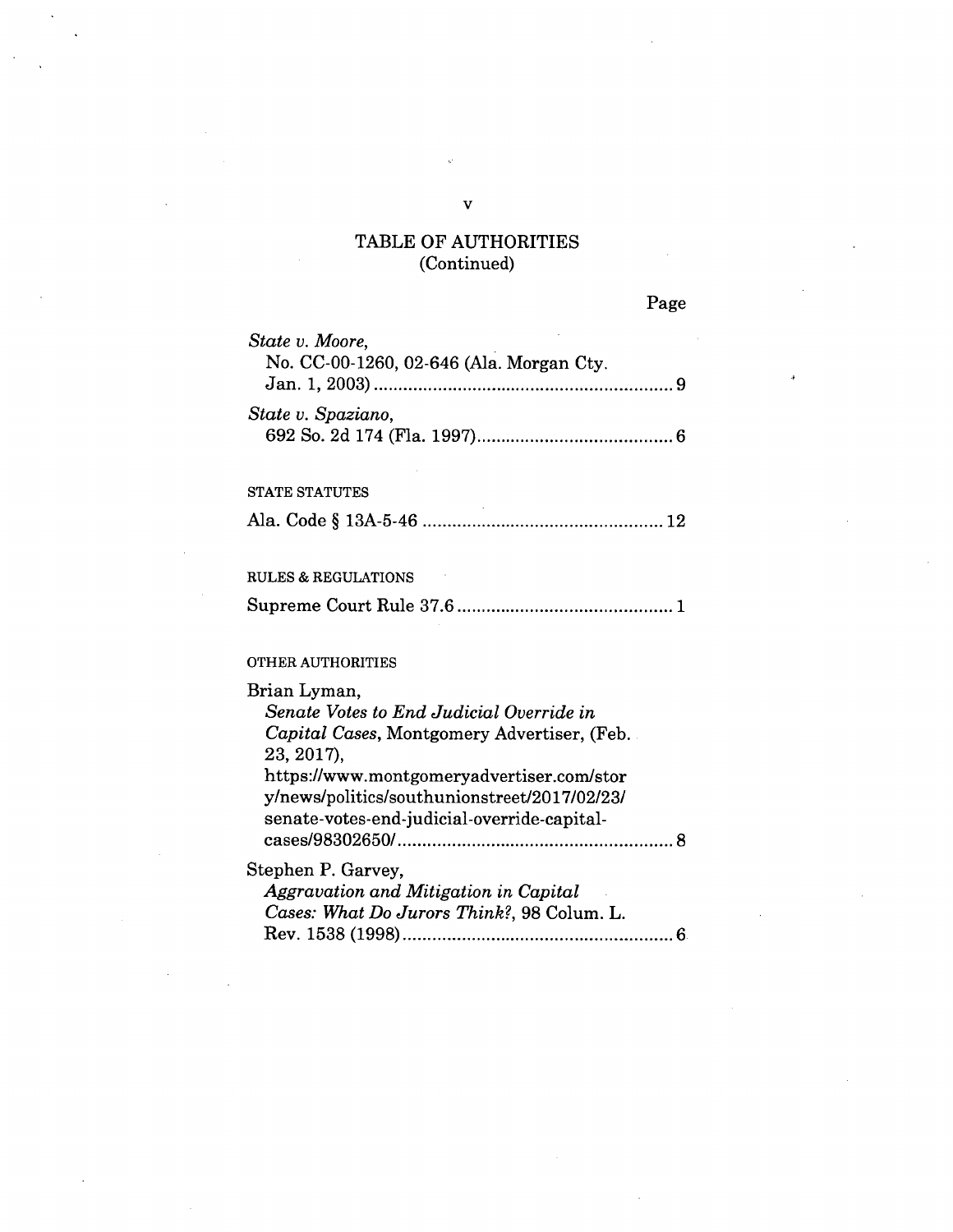# TABLE OF AUTHORITIES
(Continued)

Page

*State v. Moore*,
No. CC-00-1260, 02-646 (Ala. Morgan Cty. Jan. 1, 2003) ............................................................. 9

*State v. Spaziano*,
692 So. 2d 174 (Fla. 1997) ........................................ 6

STATE STATUTES

Ala. Code § 13A-5-46 ................................................. 12

RULES & REGULATIONS

Supreme Court Rule 37.6 ............................................ 1

OTHER AUTHORITIES

Brian Lyman,
*Senate Votes to End Judicial Override in Capital Cases*, Montgomery Advertiser, (Feb. 23, 2017),
https://www.montgomeryadvertiser.com/story/news/politics/southunionstreet/2017/02/23/senate-votes-end-judicial-override-capital-cases/98302650/ ........................................................ 8

Stephen P. Garvey,
*Aggravation and Mitigation in Capital Cases: What Do Jurors Think?*, 98 Colum. L. Rev. 1538 (1998) ....................................................... 6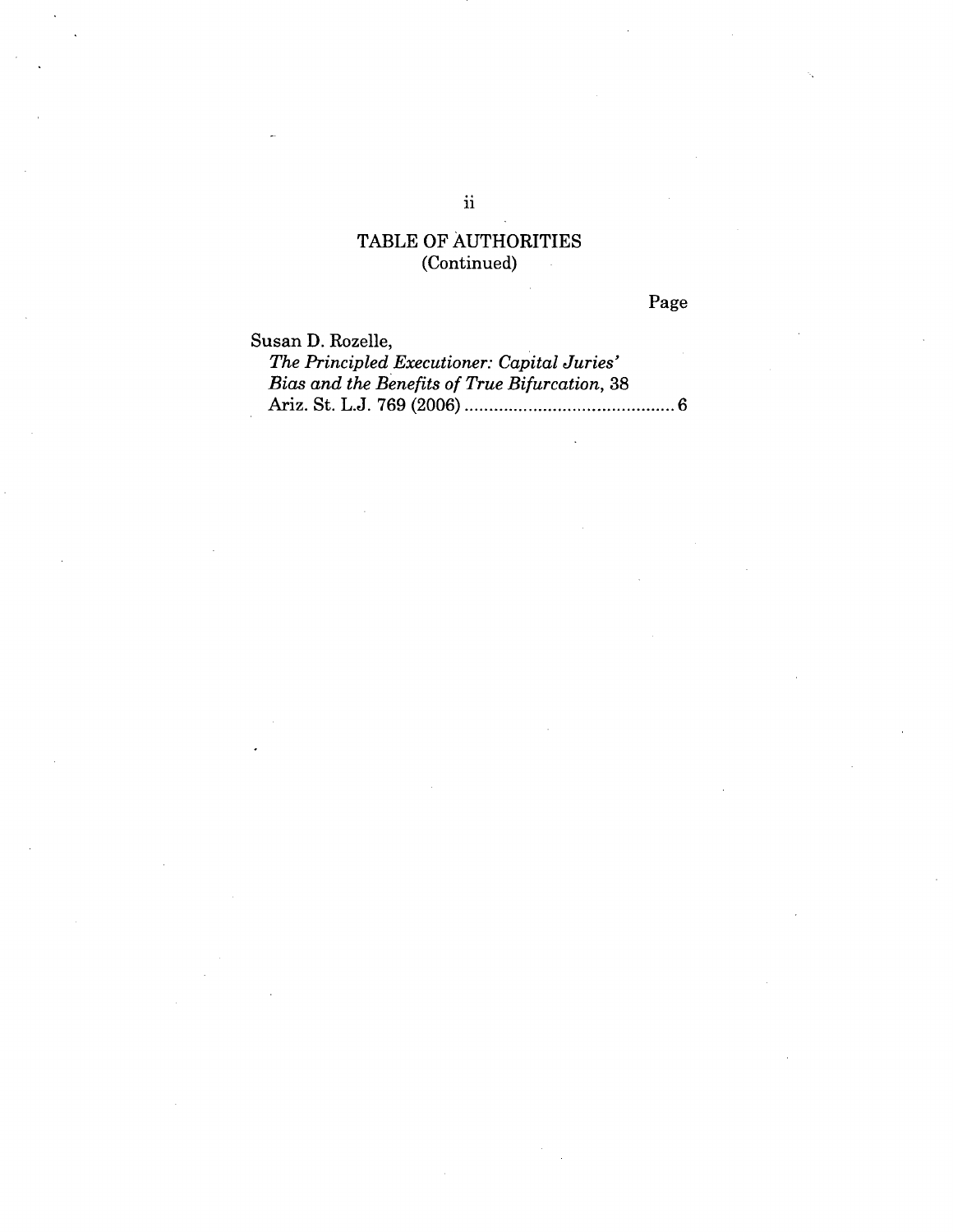## TABLE OF AUTHORITIES
(Continued)

Page

Susan D. Rozelle,
*The Principled Executioner: Capital Juries' Bias and the Benefits of True Bifurcation*, 38 Ariz. St. L.J. 769 (2006) ........................................... 6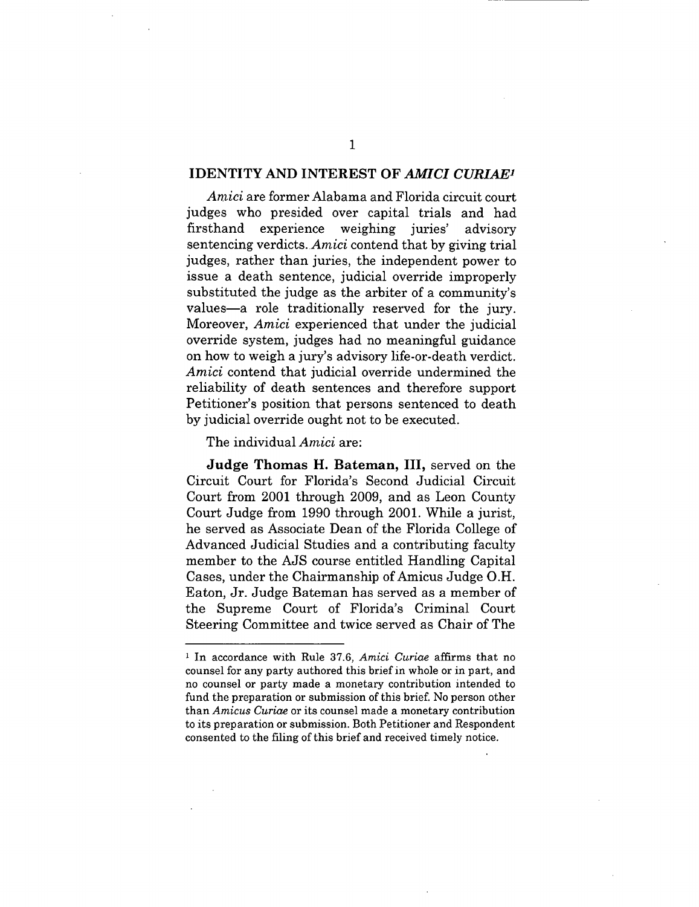## IDENTITY AND INTEREST OF *AMICI CURIAE*[1]

*Amici* are former Alabama and Florida circuit court judges who presided over capital trials and had firsthand experience weighing juries' advisory sentencing verdicts. *Amici* contend that by giving trial judges, rather than juries, the independent power to issue a death sentence, judicial override improperly substituted the judge as the arbiter of a community's values—a role traditionally reserved for the jury. Moreover, *Amici* experienced that under the judicial override system, judges had no meaningful guidance on how to weigh a jury's advisory life-or-death verdict. *Amici* contend that judicial override undermined the reliability of death sentences and therefore support Petitioner's position that persons sentenced to death by judicial override ought not to be executed.

The individual *Amici* are:

**Judge Thomas H. Bateman, III,** served on the Circuit Court for Florida's Second Judicial Circuit Court from 2001 through 2009, and as Leon County Court Judge from 1990 through 2001. While a jurist, he served as Associate Dean of the Florida College of Advanced Judicial Studies and a contributing faculty member to the AJS course entitled Handling Capital Cases, under the Chairmanship of Amicus Judge O.H. Eaton, Jr. Judge Bateman has served as a member of the Supreme Court of Florida's Criminal Court Steering Committee and twice served as Chair of The

[1] In accordance with Rule 37.6, *Amici Curiae* affirms that no counsel for any party authored this brief in whole or in part, and no counsel or party made a monetary contribution intended to fund the preparation or submission of this brief. No person other than *Amicus Curiae* or its counsel made a monetary contribution to its preparation or submission. Both Petitioner and Respondent consented to the filing of this brief and received timely notice.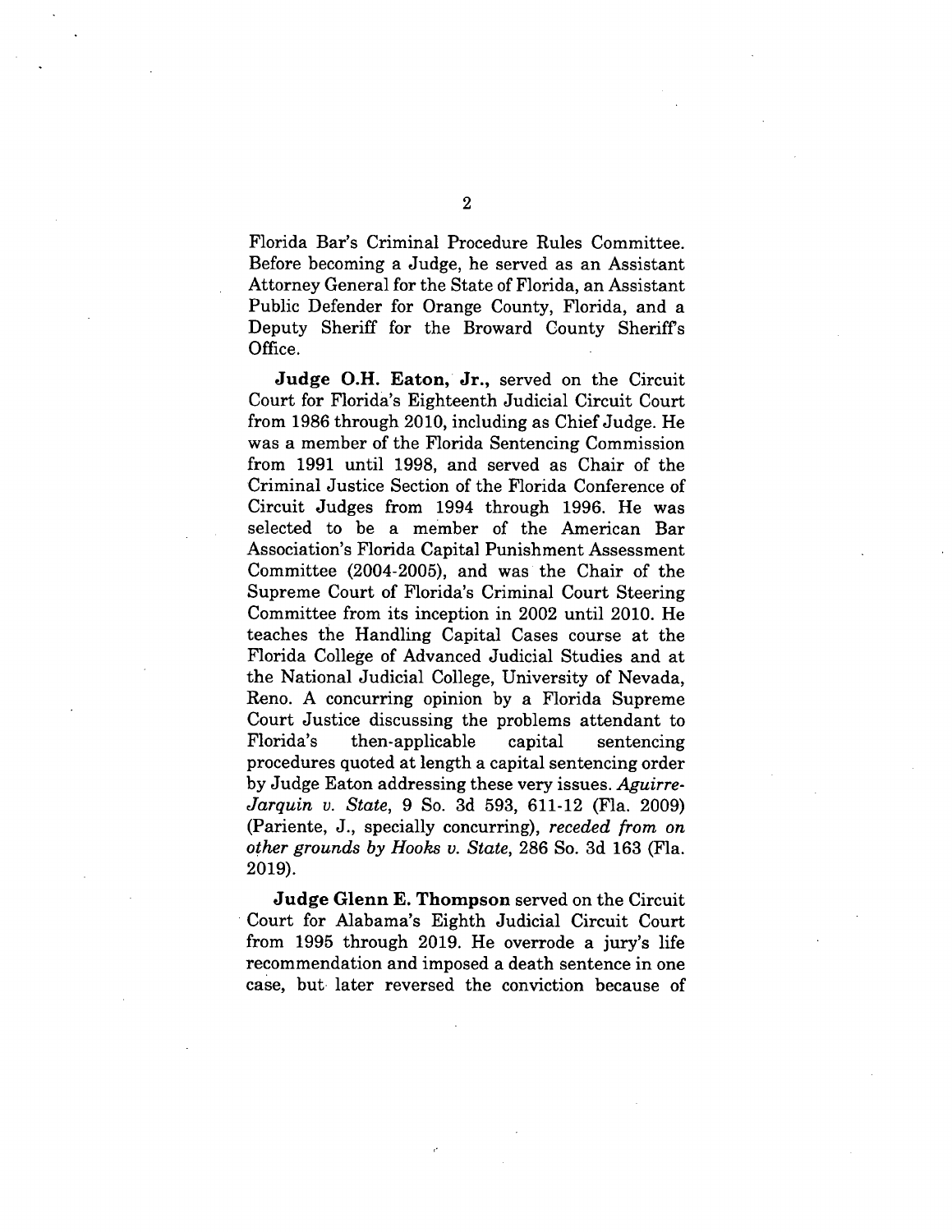Florida Bar's Criminal Procedure Rules Committee. Before becoming a Judge, he served as an Assistant Attorney General for the State of Florida, an Assistant Public Defender for Orange County, Florida, and a Deputy Sheriff for the Broward County Sheriff's Office.

**Judge O.H. Eaton, Jr.,** served on the Circuit Court for Florida's Eighteenth Judicial Circuit Court from 1986 through 2010, including as Chief Judge. He was a member of the Florida Sentencing Commission from 1991 until 1998, and served as Chair of the Criminal Justice Section of the Florida Conference of Circuit Judges from 1994 through 1996. He was selected to be a member of the American Bar Association's Florida Capital Punishment Assessment Committee (2004-2005), and was the Chair of the Supreme Court of Florida's Criminal Court Steering Committee from its inception in 2002 until 2010. He teaches the Handling Capital Cases course at the Florida College of Advanced Judicial Studies and at the National Judicial College, University of Nevada, Reno. A concurring opinion by a Florida Supreme Court Justice discussing the problems attendant to Florida's then-applicable capital sentencing procedures quoted at length a capital sentencing order by Judge Eaton addressing these very issues. *Aguirre-Jarquin v. State*, 9 So. 3d 593, 611-12 (Fla. 2009) (Pariente, J., specially concurring), *receded from on other grounds by Hooks v. State*, 286 So. 3d 163 (Fla. 2019).

**Judge Glenn E. Thompson** served on the Circuit Court for Alabama's Eighth Judicial Circuit Court from 1995 through 2019. He overrode a jury's life recommendation and imposed a death sentence in one case, but later reversed the conviction because of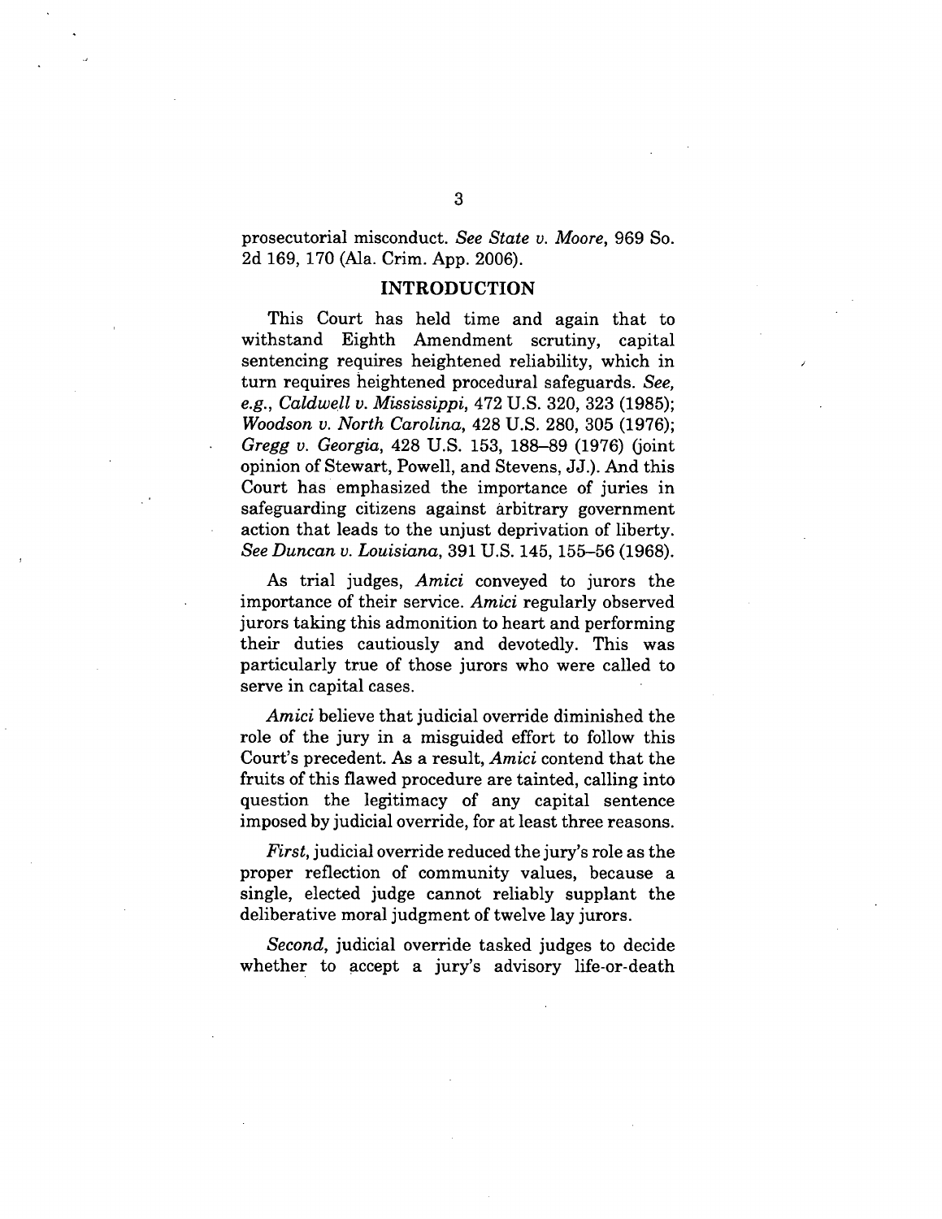prosecutorial misconduct. *See State v. Moore*, 969 So. 2d 169, 170 (Ala. Crim. App. 2006).

## INTRODUCTION

This Court has held time and again that to withstand Eighth Amendment scrutiny, capital sentencing requires heightened reliability, which in turn requires heightened procedural safeguards. *See, e.g.*, *Caldwell v. Mississippi*, 472 U.S. 320, 323 (1985); *Woodson v. North Carolina*, 428 U.S. 280, 305 (1976); *Gregg v. Georgia*, 428 U.S. 153, 188–89 (1976) (joint opinion of Stewart, Powell, and Stevens, JJ.). And this Court has emphasized the importance of juries in safeguarding citizens against arbitrary government action that leads to the unjust deprivation of liberty. *See Duncan v. Louisiana*, 391 U.S. 145, 155–56 (1968).

As trial judges, *Amici* conveyed to jurors the importance of their service. *Amici* regularly observed jurors taking this admonition to heart and performing their duties cautiously and devotedly. This was particularly true of those jurors who were called to serve in capital cases.

*Amici* believe that judicial override diminished the role of the jury in a misguided effort to follow this Court's precedent. As a result, *Amici* contend that the fruits of this flawed procedure are tainted, calling into question the legitimacy of any capital sentence imposed by judicial override, for at least three reasons.

*First*, judicial override reduced the jury's role as the proper reflection of community values, because a single, elected judge cannot reliably supplant the deliberative moral judgment of twelve lay jurors.

*Second*, judicial override tasked judges to decide whether to accept a jury's advisory life-or-death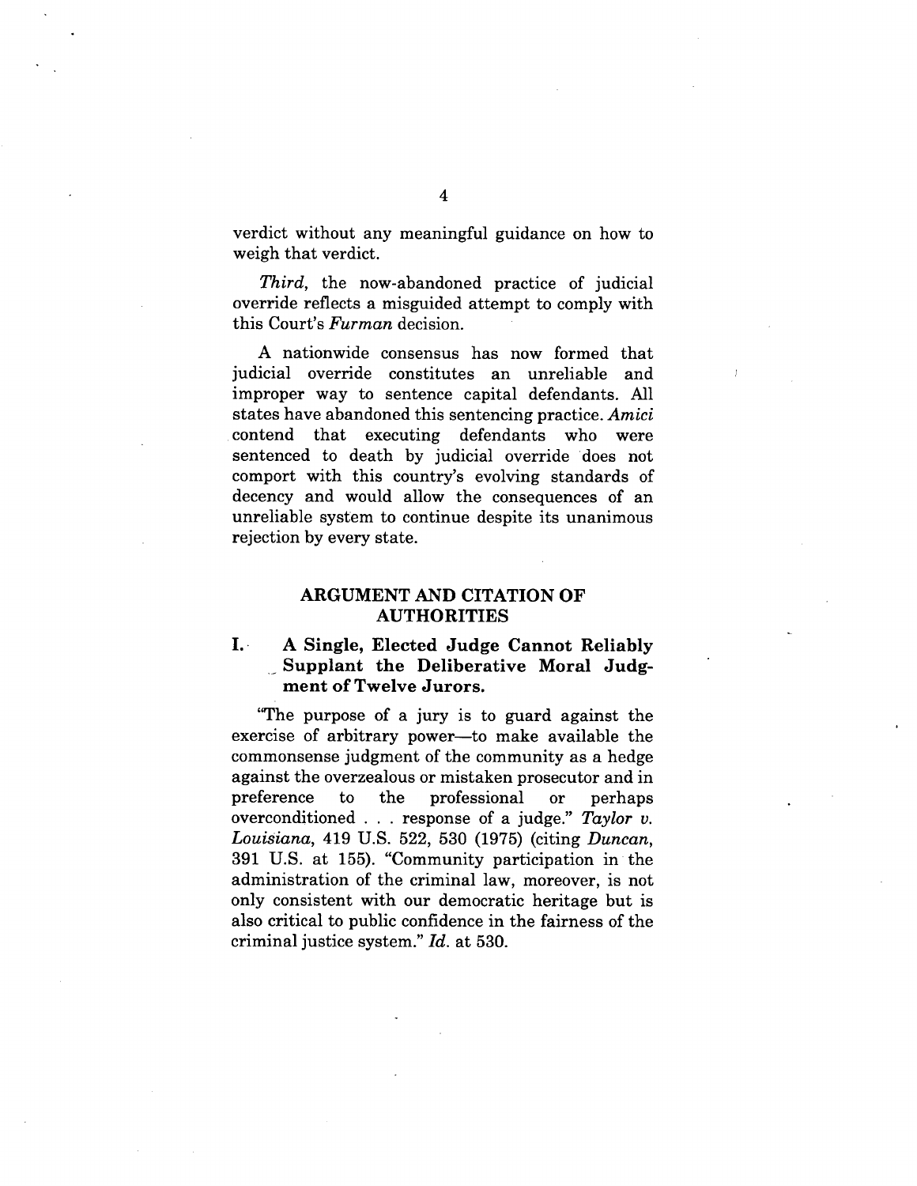verdict without any meaningful guidance on how to weigh that verdict.

*Third*, the now-abandoned practice of judicial override reflects a misguided attempt to comply with this Court's *Furman* decision.

A nationwide consensus has now formed that judicial override constitutes an unreliable and improper way to sentence capital defendants. All states have abandoned this sentencing practice. *Amici* contend that executing defendants who were sentenced to death by judicial override does not comport with this country's evolving standards of decency and would allow the consequences of an unreliable system to continue despite its unanimous rejection by every state.

## ARGUMENT AND CITATION OF AUTHORITIES

### I. A Single, Elected Judge Cannot Reliably Supplant the Deliberative Moral Judgment of Twelve Jurors.

"The purpose of a jury is to guard against the exercise of arbitrary power—to make available the commonsense judgment of the community as a hedge against the overzealous or mistaken prosecutor and in preference to the professional or perhaps overconditioned . . . response of a judge." *Taylor v. Louisiana*, 419 U.S. 522, 530 (1975) (citing *Duncan*, 391 U.S. at 155). "Community participation in the administration of the criminal law, moreover, is not only consistent with our democratic heritage but is also critical to public confidence in the fairness of the criminal justice system." *Id.* at 530.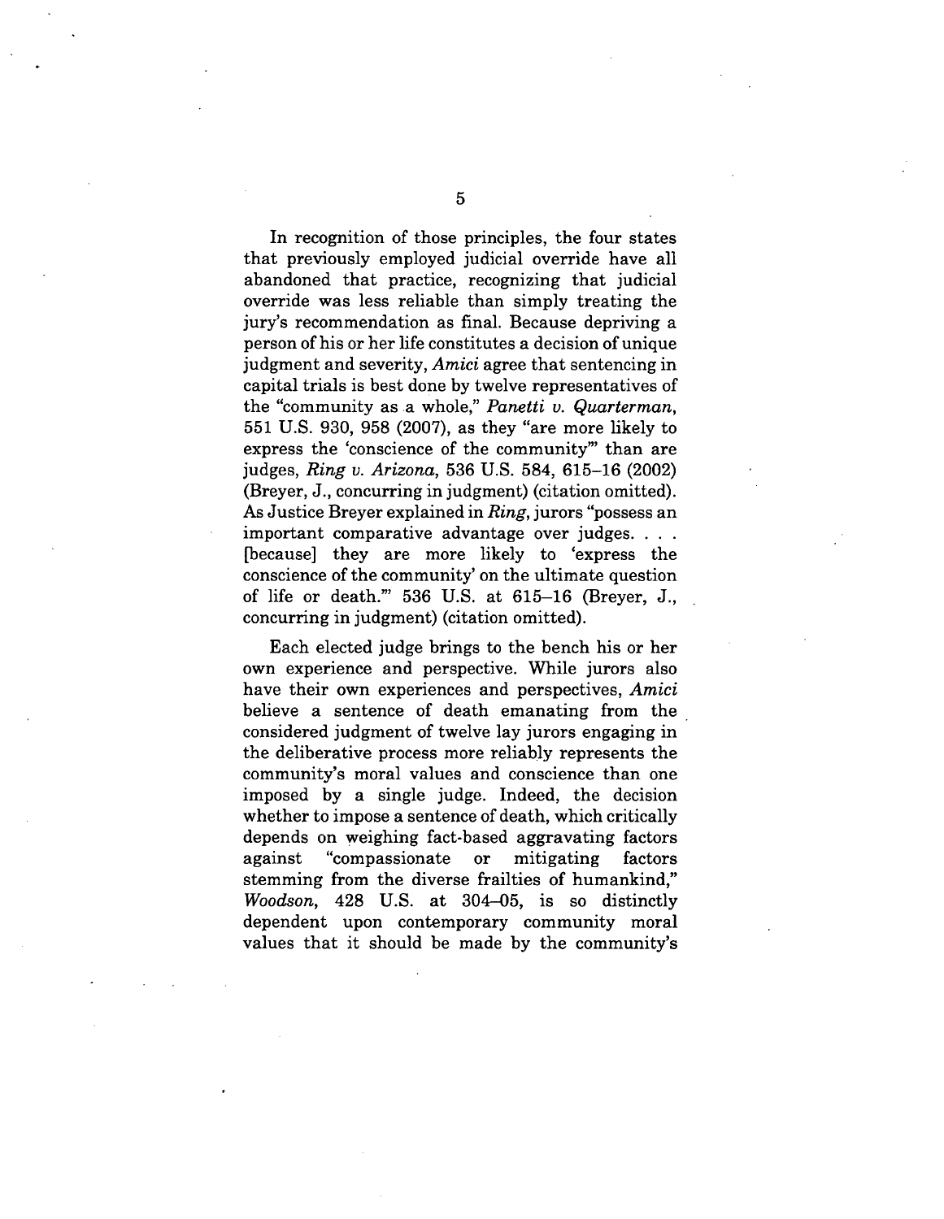In recognition of those principles, the four states that previously employed judicial override have all abandoned that practice, recognizing that judicial override was less reliable than simply treating the jury's recommendation as final. Because depriving a person of his or her life constitutes a decision of unique judgment and severity, *Amici* agree that sentencing in capital trials is best done by twelve representatives of the "community as a whole," *Panetti v. Quarterman*, 551 U.S. 930, 958 (2007), as they "are more likely to express the 'conscience of the community'" than are judges, *Ring v. Arizona*, 536 U.S. 584, 615–16 (2002) (Breyer, J., concurring in judgment) (citation omitted). As Justice Breyer explained in *Ring*, jurors "possess an important comparative advantage over judges. . . . [because] they are more likely to 'express the conscience of the community' on the ultimate question of life or death.'" 536 U.S. at 615–16 (Breyer, J., concurring in judgment) (citation omitted).

Each elected judge brings to the bench his or her own experience and perspective. While jurors also have their own experiences and perspectives, *Amici* believe a sentence of death emanating from the considered judgment of twelve lay jurors engaging in the deliberative process more reliably represents the community's moral values and conscience than one imposed by a single judge. Indeed, the decision whether to impose a sentence of death, which critically depends on weighing fact-based aggravating factors against "compassionate or mitigating factors stemming from the diverse frailties of humankind," *Woodson*, 428 U.S. at 304–05, is so distinctly dependent upon contemporary community moral values that it should be made by the community's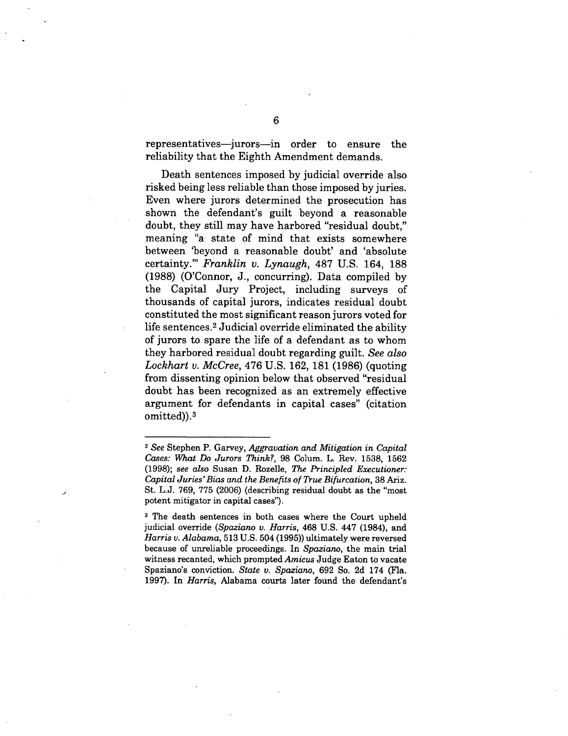representatives—jurors—in order to ensure the reliability that the Eighth Amendment demands.

Death sentences imposed by judicial override also risked being less reliable than those imposed by juries. Even where jurors determined the prosecution has shown the defendant's guilt beyond a reasonable doubt, they still may have harbored "residual doubt," meaning "a state of mind that exists somewhere between 'beyond a reasonable doubt' and 'absolute certainty.'" *Franklin v. Lynaugh*, 487 U.S. 164, 188 (1988) (O'Connor, J., concurring). Data compiled by the Capital Jury Project, including surveys of thousands of capital jurors, indicates residual doubt constituted the most significant reason jurors voted for life sentences.[2] Judicial override eliminated the ability of jurors to spare the life of a defendant as to whom they harbored residual doubt regarding guilt. *See also Lockhart v. McCree*, 476 U.S. 162, 181 (1986) (quoting from dissenting opinion below that observed "residual doubt has been recognized as an extremely effective argument for defendants in capital cases" (citation omitted)).[3]

---

[2] *See* Stephen P. Garvey, *Aggravation and Mitigation in Capital Cases: What Do Jurors Think?*, 98 Colum. L. Rev. 1538, 1562 (1998); *see also* Susan D. Rozelle, *The Principled Executioner: Capital Juries' Bias and the Benefits of True Bifurcation*, 38 Ariz. St. L.J. 769, 775 (2006) (describing residual doubt as the "most potent mitigator in capital cases").

[3] The death sentences in both cases where the Court upheld judicial override (*Spaziano v. Harris*, 468 U.S. 447 (1984), and *Harris v. Alabama*, 513 U.S. 504 (1995)) ultimately were reversed because of unreliable proceedings. In *Spaziano*, the main trial witness recanted, which prompted *Amicus* Judge Eaton to vacate Spaziano's conviction. *State v. Spaziano*, 692 So. 2d 174 (Fla. 1997). In *Harris*, Alabama courts later found the defendant's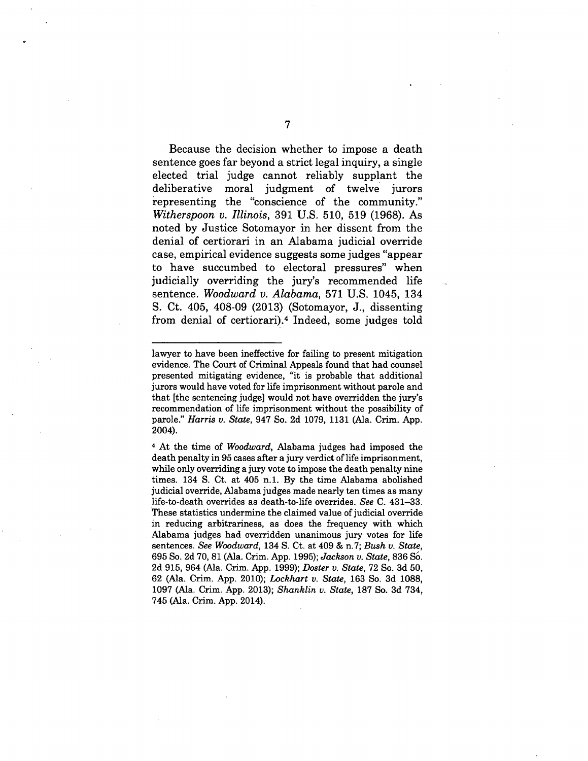Because the decision whether to impose a death sentence goes far beyond a strict legal inquiry, a single elected trial judge cannot reliably supplant the deliberative moral judgment of twelve jurors representing the "conscience of the community." *Witherspoon v. Illinois*, 391 U.S. 510, 519 (1968). As noted by Justice Sotomayor in her dissent from the denial of certiorari in an Alabama judicial override case, empirical evidence suggests some judges "appear to have succumbed to electoral pressures" when judicially overriding the jury's recommended life sentence. *Woodward v. Alabama*, 571 U.S. 1045, 134 S. Ct. 405, 408-09 (2013) (Sotomayor, J., dissenting from denial of certiorari).[4] Indeed, some judges told

---

lawyer to have been ineffective for failing to present mitigation evidence. The Court of Criminal Appeals found that had counsel presented mitigating evidence, "it is probable that additional jurors would have voted for life imprisonment without parole and that [the sentencing judge] would not have overridden the jury's recommendation of life imprisonment without the possibility of parole." *Harris v. State*, 947 So. 2d 1079, 1131 (Ala. Crim. App. 2004).

[4] At the time of *Woodward*, Alabama judges had imposed the death penalty in 95 cases after a jury verdict of life imprisonment, while only overriding a jury vote to impose the death penalty nine times. 134 S. Ct. at 405 n.1. By the time Alabama abolished judicial override, Alabama judges made nearly ten times as many life-to-death overrides as death-to-life overrides. *See* C. 431–33. These statistics undermine the claimed value of judicial override in reducing arbitrariness, as does the frequency with which Alabama judges had overridden unanimous jury votes for life sentences. *See Woodward*, 134 S. Ct. at 409 & n.7; *Bush v. State*, 695 So. 2d 70, 81 (Ala. Crim. App. 1995); *Jackson v. State*, 836 So. 2d 915, 964 (Ala. Crim. App. 1999); *Doster v. State*, 72 So. 3d 50, 62 (Ala. Crim. App. 2010); *Lockhart v. State*, 163 So. 3d 1088, 1097 (Ala. Crim. App. 2013); *Shanklin v. State*, 187 So. 3d 734, 745 (Ala. Crim. App. 2014).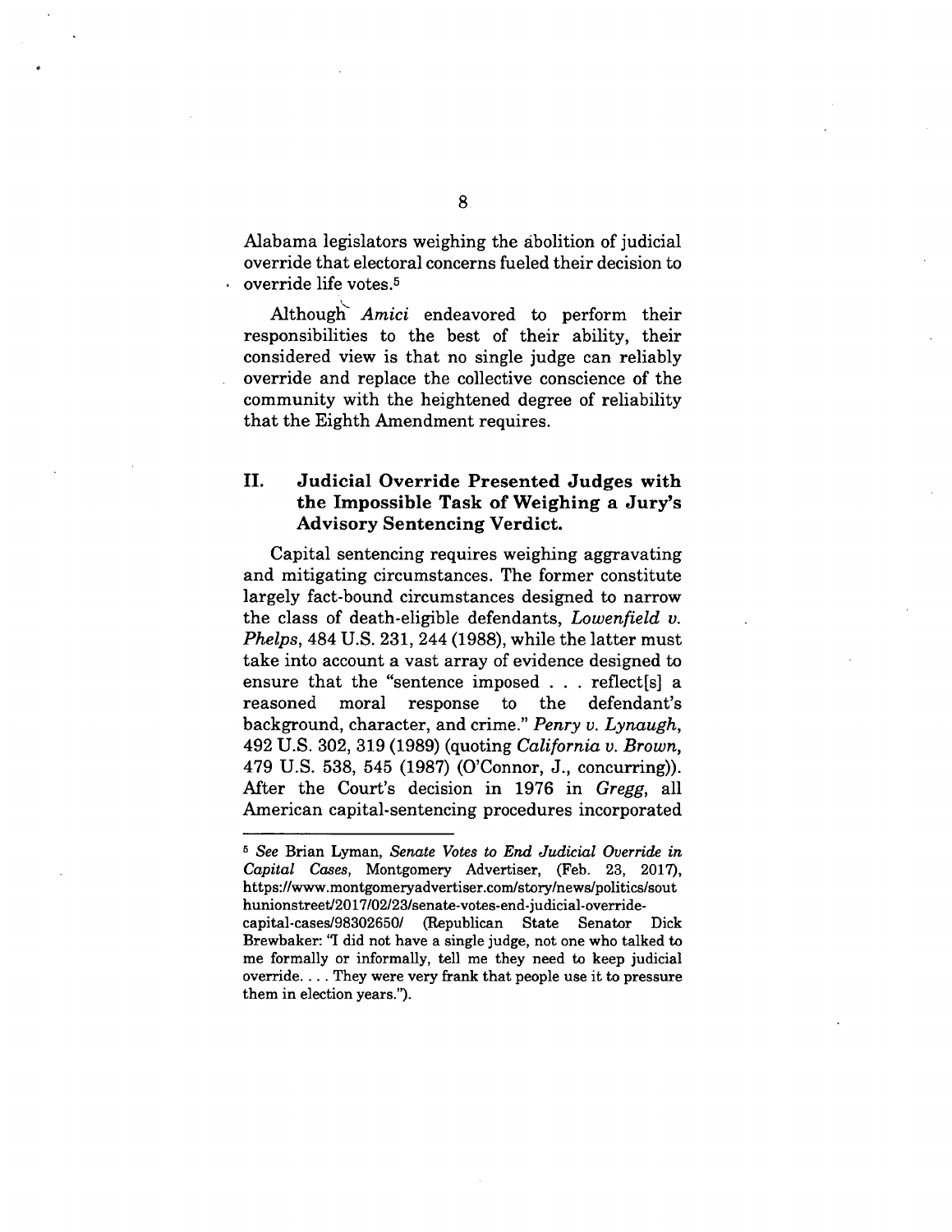Alabama legislators weighing the abolition of judicial override that electoral concerns fueled their decision to override life votes.[5]

Although *Amici* endeavored to perform their responsibilities to the best of their ability, their considered view is that no single judge can reliably override and replace the collective conscience of the community with the heightened degree of reliability that the Eighth Amendment requires.

## II. Judicial Override Presented Judges with the Impossible Task of Weighing a Jury's Advisory Sentencing Verdict.

Capital sentencing requires weighing aggravating and mitigating circumstances. The former constitute largely fact-bound circumstances designed to narrow the class of death-eligible defendants, *Lowenfield v. Phelps*, 484 U.S. 231, 244 (1988), while the latter must take into account a vast array of evidence designed to ensure that the "sentence imposed . . . reflect[s] a reasoned moral response to the defendant's background, character, and crime." *Penry v. Lynaugh*, 492 U.S. 302, 319 (1989) (quoting *California v. Brown*, 479 U.S. 538, 545 (1987) (O'Connor, J., concurring)). After the Court's decision in 1976 in *Gregg*, all American capital-sentencing procedures incorporated

---

[5] *See* Brian Lyman, *Senate Votes to End Judicial Override in Capital Cases*, Montgomery Advertiser, (Feb. 23, 2017), https://www.montgomeryadvertiser.com/story/news/politics/southunionstreet/2017/02/23/senate-votes-end-judicial-override-capital-cases/98302650/ (Republican State Senator Dick Brewbaker: "I did not have a single judge, not one who talked to me formally or informally, tell me they need to keep judicial override. . . . They were very frank that people use it to pressure them in election years.").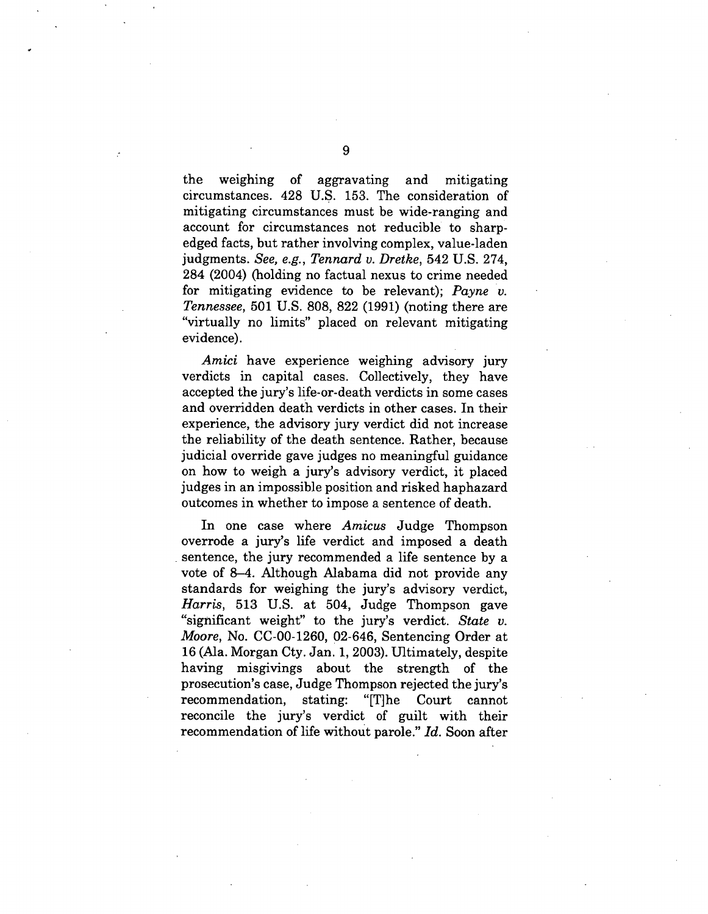the weighing of aggravating and mitigating circumstances. 428 U.S. 153. The consideration of mitigating circumstances must be wide-ranging and account for circumstances not reducible to sharp-edged facts, but rather involving complex, value-laden judgments. *See, e.g.*, *Tennard v. Dretke*, 542 U.S. 274, 284 (2004) (holding no factual nexus to crime needed for mitigating evidence to be relevant); *Payne v. Tennessee*, 501 U.S. 808, 822 (1991) (noting there are "virtually no limits" placed on relevant mitigating evidence).

*Amici* have experience weighing advisory jury verdicts in capital cases. Collectively, they have accepted the jury's life-or-death verdicts in some cases and overridden death verdicts in other cases. In their experience, the advisory jury verdict did not increase the reliability of the death sentence. Rather, because judicial override gave judges no meaningful guidance on how to weigh a jury's advisory verdict, it placed judges in an impossible position and risked haphazard outcomes in whether to impose a sentence of death.

In one case where *Amicus* Judge Thompson overrode a jury's life verdict and imposed a death sentence, the jury recommended a life sentence by a vote of 8–4. Although Alabama did not provide any standards for weighing the jury's advisory verdict, *Harris*, 513 U.S. at 504, Judge Thompson gave "significant weight" to the jury's verdict. *State v. Moore*, No. CC-00-1260, 02-646, Sentencing Order at 16 (Ala. Morgan Cty. Jan. 1, 2003). Ultimately, despite having misgivings about the strength of the prosecution's case, Judge Thompson rejected the jury's recommendation, stating: "[T]he Court cannot reconcile the jury's verdict of guilt with their recommendation of life without parole." *Id.* Soon after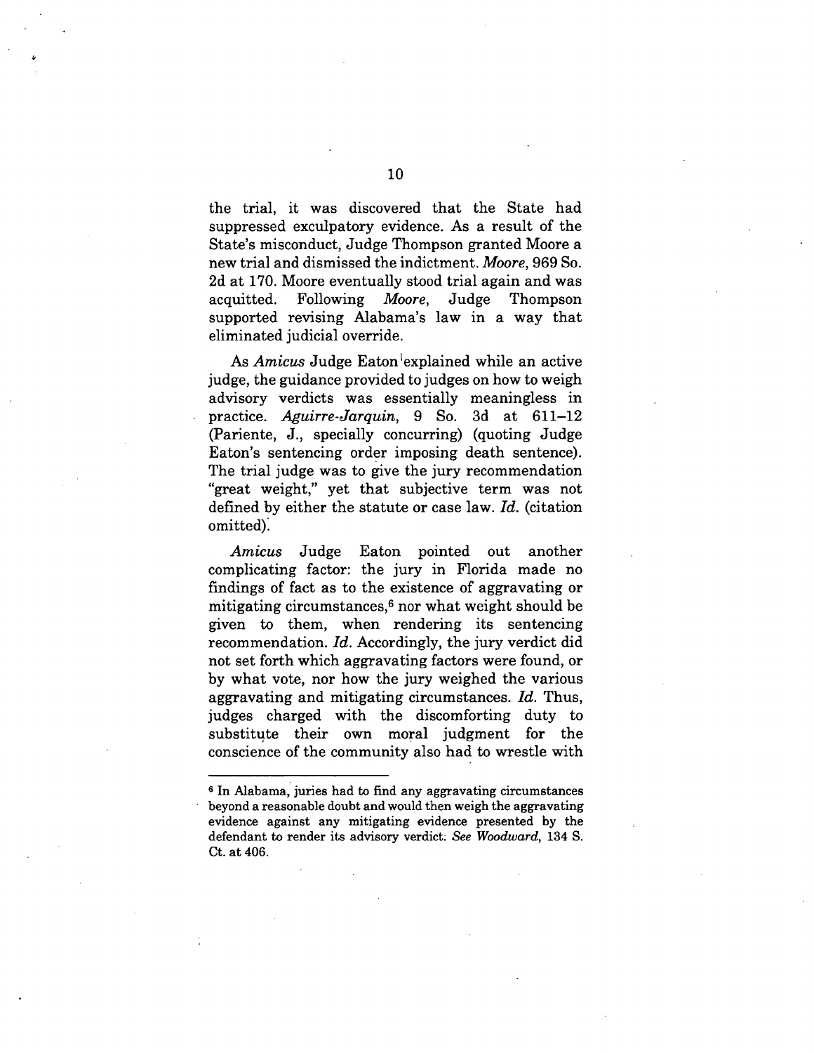the trial, it was discovered that the State had suppressed exculpatory evidence. As a result of the State's misconduct, Judge Thompson granted Moore a new trial and dismissed the indictment. *Moore*, 969 So. 2d at 170. Moore eventually stood trial again and was acquitted. Following *Moore*, Judge Thompson supported revising Alabama's law in a way that eliminated judicial override.

As *Amicus* Judge Eaton explained while an active judge, the guidance provided to judges on how to weigh advisory verdicts was essentially meaningless in practice. *Aguirre-Jarquin*, 9 So. 3d at 611–12 (Pariente, J., specially concurring) (quoting Judge Eaton's sentencing order imposing death sentence). The trial judge was to give the jury recommendation "great weight," yet that subjective term was not defined by either the statute or case law. *Id.* (citation omitted).

*Amicus* Judge Eaton pointed out another complicating factor: the jury in Florida made no findings of fact as to the existence of aggravating or mitigating circumstances,[6] nor what weight should be given to them, when rendering its sentencing recommendation. *Id.* Accordingly, the jury verdict did not set forth which aggravating factors were found, or by what vote, nor how the jury weighed the various aggravating and mitigating circumstances. *Id.* Thus, judges charged with the discomforting duty to substitute their own moral judgment for the conscience of the community also had to wrestle with

---

[6] In Alabama, juries had to find any aggravating circumstances beyond a reasonable doubt and would then weigh the aggravating evidence against any mitigating evidence presented by the defendant to render its advisory verdict. *See Woodward*, 134 S. Ct. at 406.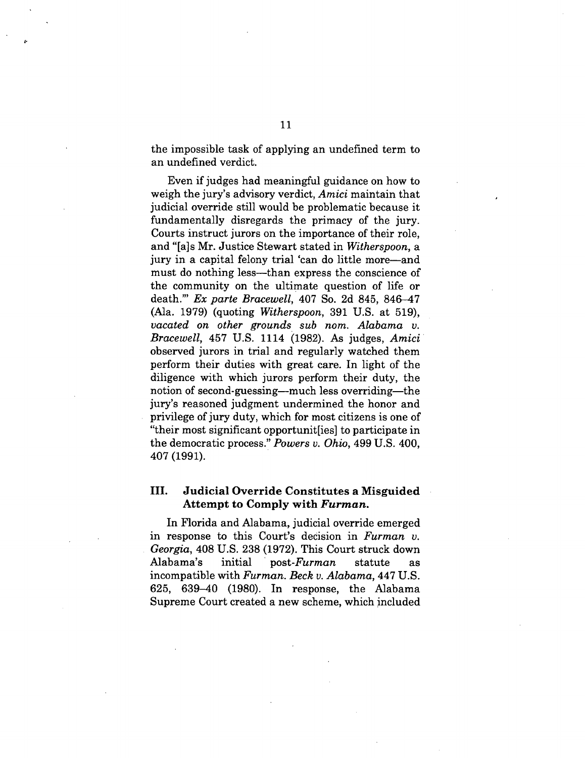the impossible task of applying an undefined term to an undefined verdict.

Even if judges had meaningful guidance on how to weigh the jury's advisory verdict, *Amici* maintain that judicial override still would be problematic because it fundamentally disregards the primacy of the jury. Courts instruct jurors on the importance of their role, and "[a]s Mr. Justice Stewart stated in *Witherspoon*, a jury in a capital felony trial 'can do little more—and must do nothing less—than express the conscience of the community on the ultimate question of life or death.'" *Ex parte Bracewell*, 407 So. 2d 845, 846–47 (Ala. 1979) (quoting *Witherspoon*, 391 U.S. at 519), *vacated on other grounds sub nom. Alabama v. Bracewell*, 457 U.S. 1114 (1982). As judges, *Amici* observed jurors in trial and regularly watched them perform their duties with great care. In light of the diligence with which jurors perform their duty, the notion of second-guessing—much less overriding—the jury's reasoned judgment undermined the honor and privilege of jury duty, which for most citizens is one of "their most significant opportunit[ies] to participate in the democratic process." *Powers v. Ohio*, 499 U.S. 400, 407 (1991).

## III. Judicial Override Constitutes a Misguided Attempt to Comply with *Furman*.

In Florida and Alabama, judicial override emerged in response to this Court's decision in *Furman v. Georgia*, 408 U.S. 238 (1972). This Court struck down Alabama's initial post-*Furman* statute as incompatible with *Furman*. *Beck v. Alabama*, 447 U.S. 625, 639–40 (1980). In response, the Alabama Supreme Court created a new scheme, which included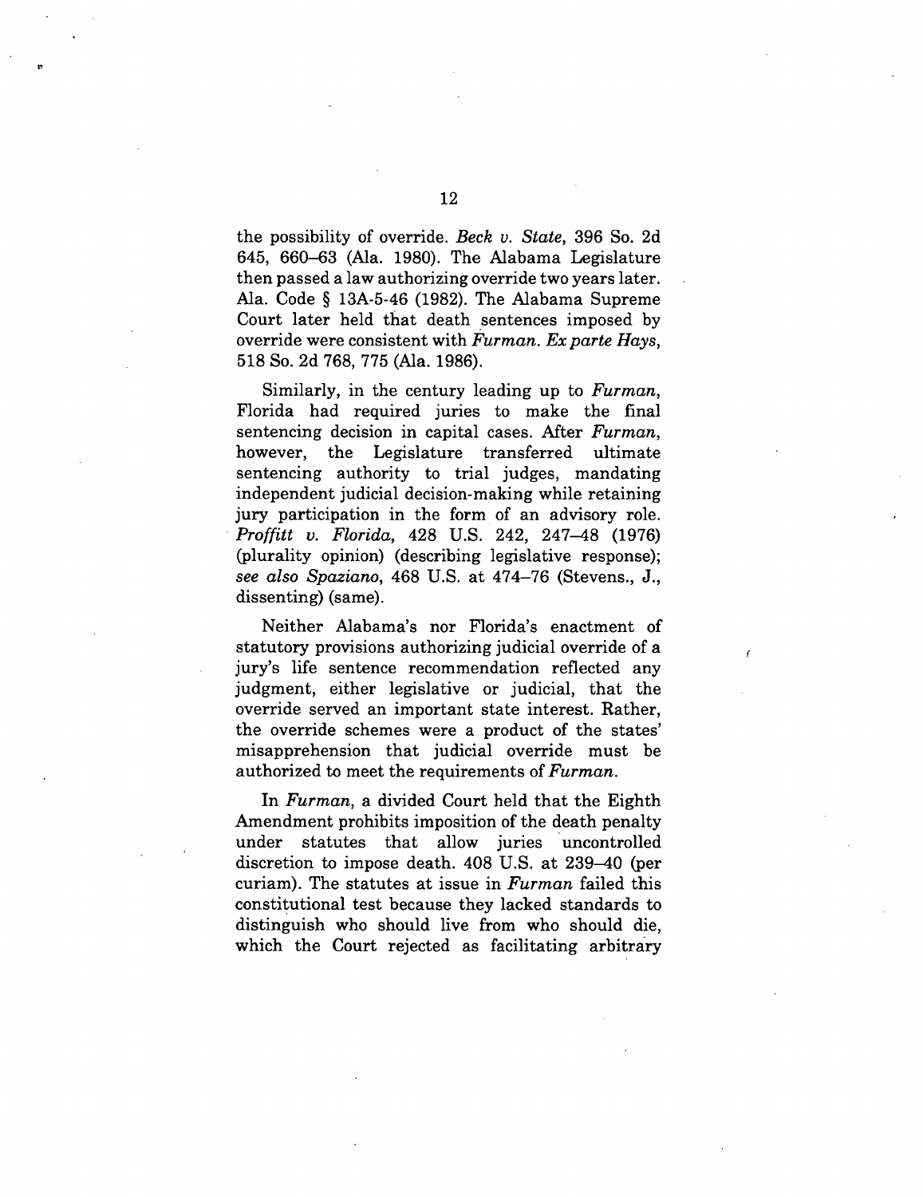the possibility of override. *Beck v. State*, 396 So. 2d 645, 660–63 (Ala. 1980). The Alabama Legislature then passed a law authorizing override two years later. Ala. Code § 13A-5-46 (1982). The Alabama Supreme Court later held that death sentences imposed by override were consistent with *Furman*. *Ex parte Hays*, 518 So. 2d 768, 775 (Ala. 1986).

Similarly, in the century leading up to *Furman*, Florida had required juries to make the final sentencing decision in capital cases. After *Furman*, however, the Legislature transferred ultimate sentencing authority to trial judges, mandating independent judicial decision-making while retaining jury participation in the form of an advisory role. *Proffitt v. Florida*, 428 U.S. 242, 247–48 (1976) (plurality opinion) (describing legislative response); *see also Spaziano*, 468 U.S. at 474–76 (Stevens., J., dissenting) (same).

Neither Alabama's nor Florida's enactment of statutory provisions authorizing judicial override of a jury's life sentence recommendation reflected any judgment, either legislative or judicial, that the override served an important state interest. Rather, the override schemes were a product of the states' misapprehension that judicial override must be authorized to meet the requirements of *Furman*.

In *Furman*, a divided Court held that the Eighth Amendment prohibits imposition of the death penalty under statutes that allow juries uncontrolled discretion to impose death. 408 U.S. at 239–40 (per curiam). The statutes at issue in *Furman* failed this constitutional test because they lacked standards to distinguish who should live from who should die, which the Court rejected as facilitating arbitrary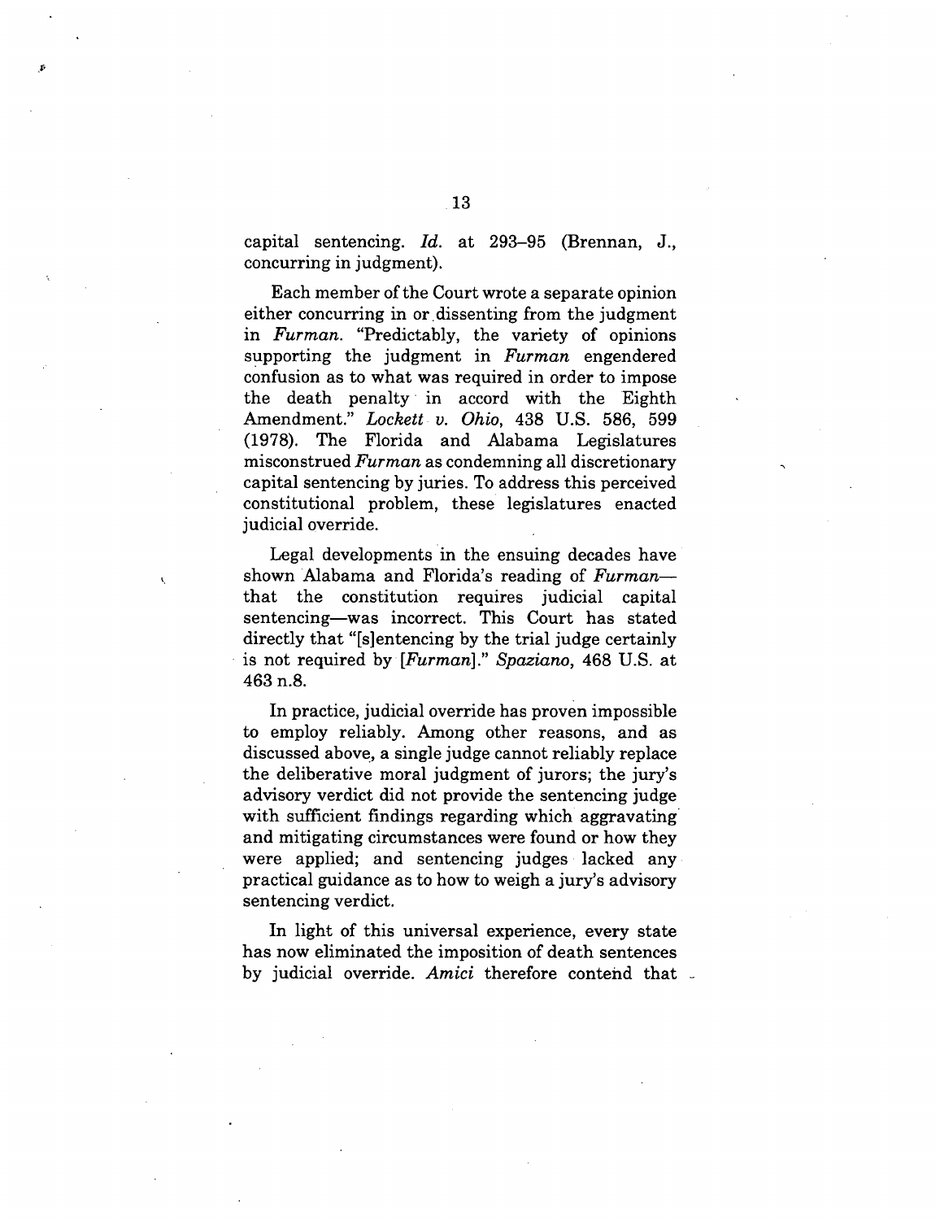capital sentencing. *Id.* at 293–95 (Brennan, J., concurring in judgment).

Each member of the Court wrote a separate opinion either concurring in or dissenting from the judgment in *Furman*. "Predictably, the variety of opinions supporting the judgment in *Furman* engendered confusion as to what was required in order to impose the death penalty in accord with the Eighth Amendment." *Lockett v. Ohio*, 438 U.S. 586, 599 (1978). The Florida and Alabama Legislatures misconstrued *Furman* as condemning all discretionary capital sentencing by juries. To address this perceived constitutional problem, these legislatures enacted judicial override.

Legal developments in the ensuing decades have shown Alabama and Florida's reading of *Furman*—that the constitution requires judicial capital sentencing—was incorrect. This Court has stated directly that "[s]entencing by the trial judge certainly is not required by [*Furman*]." *Spaziano*, 468 U.S. at 463 n.8.

In practice, judicial override has proven impossible to employ reliably. Among other reasons, and as discussed above, a single judge cannot reliably replace the deliberative moral judgment of jurors; the jury's advisory verdict did not provide the sentencing judge with sufficient findings regarding which aggravating and mitigating circumstances were found or how they were applied; and sentencing judges lacked any practical guidance as to how to weigh a jury's advisory sentencing verdict.

In light of this universal experience, every state has now eliminated the imposition of death sentences by judicial override. *Amici* therefore contend that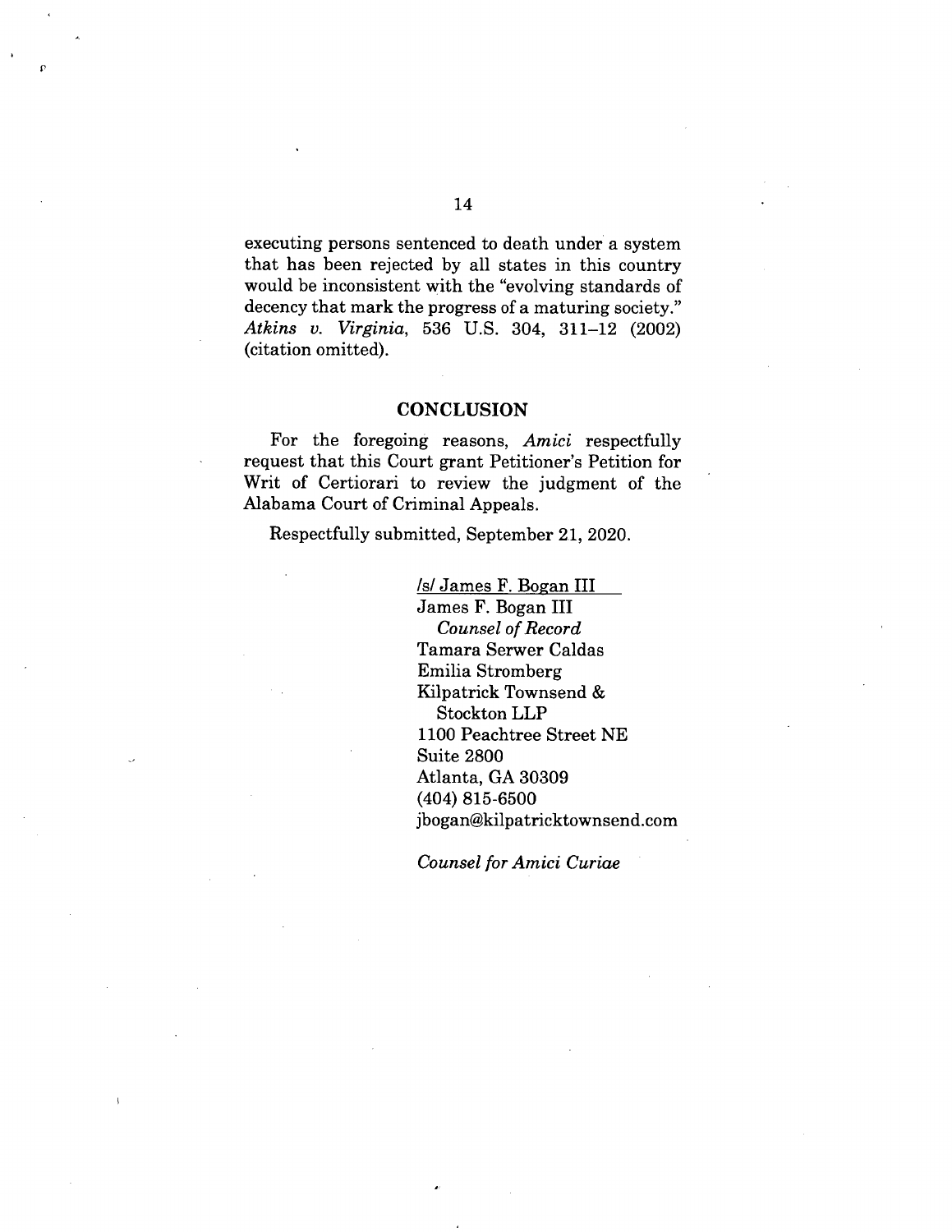executing persons sentenced to death under a system that has been rejected by all states in this country would be inconsistent with the "evolving standards of decency that mark the progress of a maturing society." *Atkins v. Virginia*, 536 U.S. 304, 311–12 (2002) (citation omitted).

## CONCLUSION

For the foregoing reasons, *Amici* respectfully request that this Court grant Petitioner's Petition for Writ of Certiorari to review the judgment of the Alabama Court of Criminal Appeals.

Respectfully submitted, September 21, 2020.

/s/ James F. Bogan III
James F. Bogan III
*Counsel of Record*
Tamara Serwer Caldas
Emilia Stromberg
Kilpatrick Townsend & Stockton LLP
1100 Peachtree Street NE
Suite 2800
Atlanta, GA 30309
(404) 815-6500
jbogan@kilpatricktownsend.com

*Counsel for Amici Curiae*